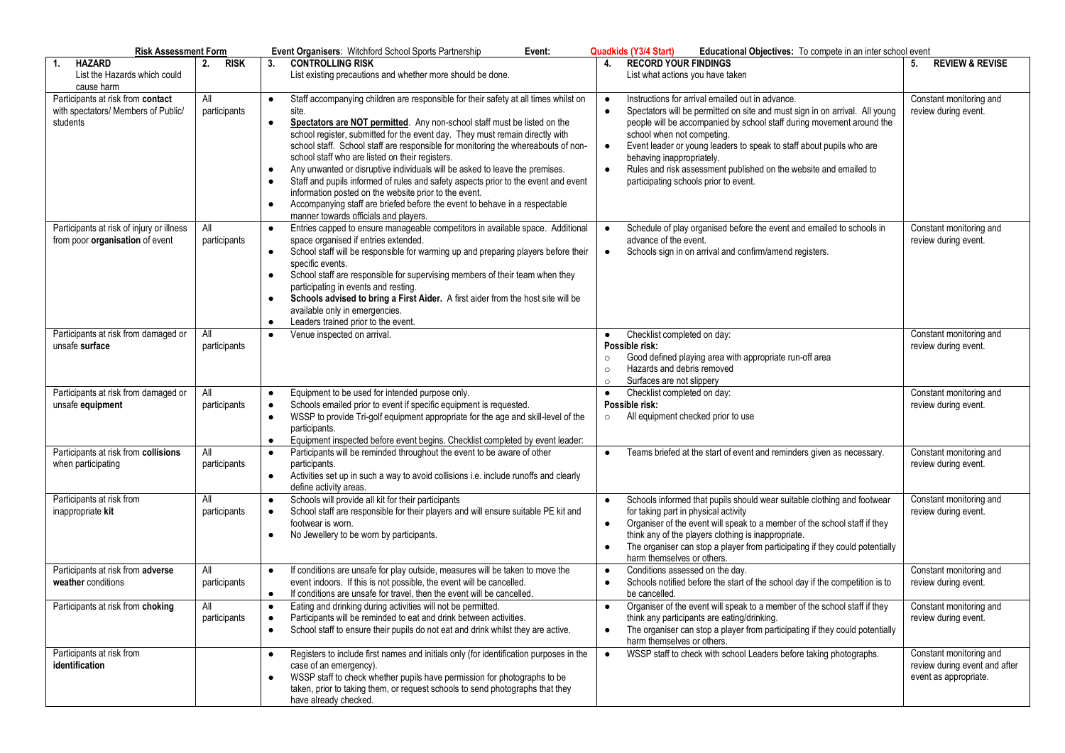**Risk Assessment Form** | **Event Organisers**: Witchford School Sports Partnership | **Event:** Quadkids (Y3/4 Start) | **Educational Objectives:** To compete in an inter school event

| 1. HAZARD<br>List the Hazards which could cause harm | 2. RISK | 3. CONTROLLING RISK<br>List existing precautions and whether more should be done. | 4. RECORD YOUR FINDINGS<br>List what actions you have taken | 5. REVIEW & REVISE |
|---|---|---|---|---|
| Participants at risk from **contact** with spectators/ Members of Public/ students | All participants | • Staff accompanying children are responsible for their safety at all times whilst on site.<br>• **Spectators are NOT permitted**. Any non-school staff must be listed on the school register, submitted for the event day. They must remain directly with school staff. School staff are responsible for monitoring the whereabouts of non-school staff who are listed on their registers.<br>• Any unwanted or disruptive individuals will be asked to leave the premises.<br>• Staff and pupils informed of rules and safety aspects prior to the event and event information posted on the website prior to the event.<br>• Accompanying staff are briefed before the event to behave in a respectable manner towards officials and players. | • Instructions for arrival emailed out in advance.<br>• Spectators will be permitted on site and must sign in on arrival. All young people will be accompanied by school staff during movement around the school when not competing.<br>• Event leader or young leaders to speak to staff about pupils who are behaving inappropriately.<br>• Rules and risk assessment published on the website and emailed to participating schools prior to event. | Constant monitoring and review during event. |
| Participants at risk of injury or illness from poor **organisation** of event | All participants | • Entries capped to ensure manageable competitors in available space. Additional space organised if entries extended.<br>• School staff will be responsible for warming up and preparing players before their specific events.<br>• School staff are responsible for supervising members of their team when they participating in events and resting.<br>• **Schools advised to bring a First Aider.** A first aider from the host site will be available only in emergencies.<br>• Leaders trained prior to the event. | • Schedule of play organised before the event and emailed to schools in advance of the event.<br>• Schools sign in on arrival and confirm/amend registers. | Constant monitoring and review during event. |
| Participants at risk from damaged or unsafe **surface** | All participants | • Venue inspected on arrival. | • Checklist completed on day:<br>**Possible risk:**<br>○ Good defined playing area with appropriate run-off area<br>○ Hazards and debris removed<br>○ Surfaces are not slippery | Constant monitoring and review during event. |
| Participants at risk from damaged or unsafe **equipment** | All participants | • Equipment to be used for intended purpose only.<br>• Schools emailed prior to event if specific equipment is requested.<br>• WSSP to provide Tri-golf equipment appropriate for the age and skill-level of the participants.<br>• Equipment inspected before event begins. Checklist completed by event leader: | • Checklist completed on day:<br>**Possible risk:**<br>○ All equipment checked prior to use | Constant monitoring and review during event. |
| Participants at risk from **collisions** when participating | All participants | • Participants will be reminded throughout the event to be aware of other participants.<br>• Activities set up in such a way to avoid collisions i.e. include runoffs and clearly define activity areas. | • Teams briefed at the start of event and reminders given as necessary. | Constant monitoring and review during event. |
| Participants at risk from inappropriate **kit** | All participants | • Schools will provide all kit for their participants<br>• School staff are responsible for their players and will ensure suitable PE kit and footwear is worn.<br>• No Jewellery to be worn by participants. | • Schools informed that pupils should wear suitable clothing and footwear for taking part in physical activity<br>• Organiser of the event will speak to a member of the school staff if they think any of the players clothing is inappropriate.<br>• The organiser can stop a player from participating if they could potentially harm themselves or others. | Constant monitoring and review during event. |
| Participants at risk from **adverse weather** conditions | All participants | • If conditions are unsafe for play outside, measures will be taken to move the event indoors. If this is not possible, the event will be cancelled.<br>• If conditions are unsafe for travel, then the event will be cancelled. | • Conditions assessed on the day.<br>• Schools notified before the start of the school day if the competition is to be cancelled. | Constant monitoring and review during event. |
| Participants at risk from **choking** | All participants | • Eating and drinking during activities will not be permitted.<br>• Participants will be reminded to eat and drink between activities.<br>• School staff to ensure their pupils do not eat and drink whilst they are active. | • Organiser of the event will speak to a member of the school staff if they think any participants are eating/drinking.<br>• The organiser can stop a player from participating if they could potentially harm themselves or others. | Constant monitoring and review during event. |
| Participants at risk from **identification** | | • Registers to include first names and initials only (for identification purposes in the case of an emergency).<br>• WSSP staff to check whether pupils have permission for photographs to be taken, prior to taking them, or request schools to send photographs that they have already checked. | • WSSP staff to check with school Leaders before taking photographs. | Constant monitoring and review during event and after event as appropriate. |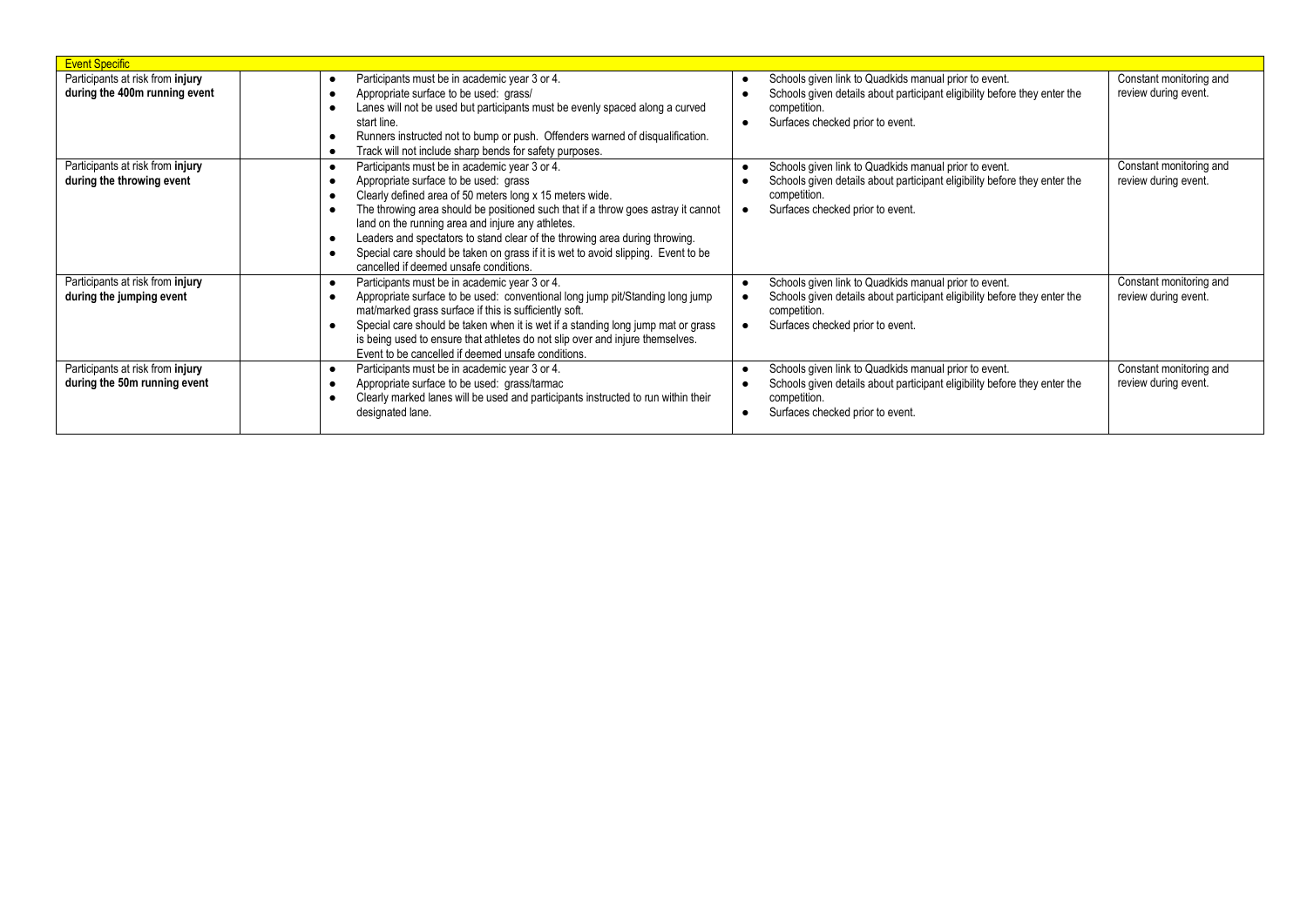| Event Specific | | | | |
|---|---|---|---|---|
| Participants at risk from **injury during the 400m running event** | | • Participants must be in academic year 3 or 4.<br>• Appropriate surface to be used: grass/<br>• Lanes will not be used but participants must be evenly spaced along a curved start line.<br>• Runners instructed not to bump or push. Offenders warned of disqualification.<br>• Track will not include sharp bends for safety purposes. | • Schools given link to Quadkids manual prior to event.<br>• Schools given details about participant eligibility before they enter the competition.<br>• Surfaces checked prior to event. | Constant monitoring and review during event. |
| Participants at risk from **injury during the throwing event** | | • Participants must be in academic year 3 or 4.<br>• Appropriate surface to be used: grass<br>• Clearly defined area of 50 meters long x 15 meters wide.<br>• The throwing area should be positioned such that if a throw goes astray it cannot land on the running area and injure any athletes.<br>• Leaders and spectators to stand clear of the throwing area during throwing.<br>• Special care should be taken on grass if it is wet to avoid slipping. Event to be cancelled if deemed unsafe conditions. | • Schools given link to Quadkids manual prior to event.<br>• Schools given details about participant eligibility before they enter the competition.<br>• Surfaces checked prior to event. | Constant monitoring and review during event. |
| Participants at risk from **injury during the jumping event** | | • Participants must be in academic year 3 or 4.<br>• Appropriate surface to be used: conventional long jump pit/Standing long jump mat/marked grass surface if this is sufficiently soft.<br>• Special care should be taken when it is wet if a standing long jump mat or grass is being used to ensure that athletes do not slip over and injure themselves. Event to be cancelled if deemed unsafe conditions. | • Schools given link to Quadkids manual prior to event.<br>• Schools given details about participant eligibility before they enter the competition.<br>• Surfaces checked prior to event. | Constant monitoring and review during event. |
| Participants at risk from **injury during the 50m running event** | | • Participants must be in academic year 3 or 4.<br>• Appropriate surface to be used: grass/tarmac<br>• Clearly marked lanes will be used and participants instructed to run within their designated lane. | • Schools given link to Quadkids manual prior to event.<br>• Schools given details about participant eligibility before they enter the competition.<br>• Surfaces checked prior to event. | Constant monitoring and review during event. |